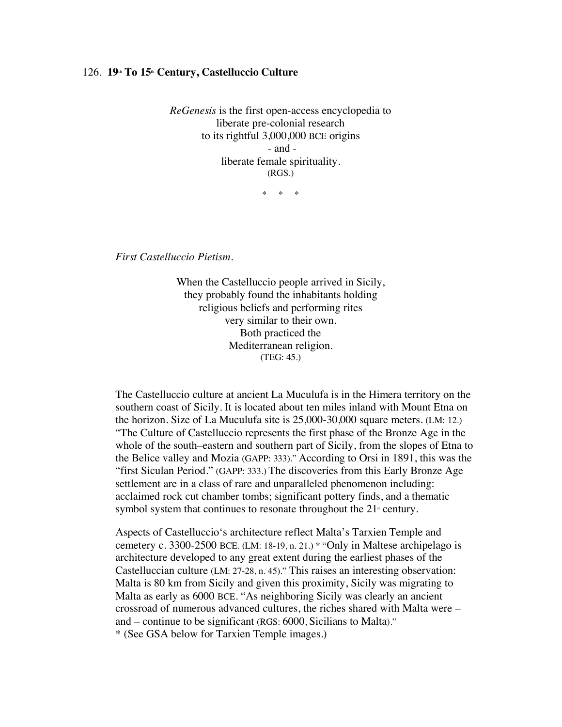## 126. 19th To 15th Century, Castelluccio Culture

*ReGenesis* is the first open-access encyclopedia to
liberate pre-colonial research
to its rightful 3,000,000 BCE origins
- and -
liberate female spirituality.
(RGS.)

\* \* \*

*First Castelluccio Pietism.*

When the Castelluccio people arrived in Sicily,
they probably found the inhabitants holding
religious beliefs and performing rites
very similar to their own.
Both practiced the
Mediterranean religion.
(TEG: 45.)

The Castelluccio culture at ancient La Muculufa is in the Himera territory on the southern coast of Sicily. It is located about ten miles inland with Mount Etna on the horizon. Size of La Muculufa site is 25,000-30,000 square meters. (LM: 12.) "The Culture of Castelluccio represents the first phase of the Bronze Age in the whole of the south–eastern and southern part of Sicily, from the slopes of Etna to the Belice valley and Mozia (GAPP: 333)." According to Orsi in 1891, this was the "first Siculan Period." (GAPP: 333.) The discoveries from this Early Bronze Age settlement are in a class of rare and unparalleled phenomenon including: acclaimed rock cut chamber tombs; significant pottery finds, and a thematic symbol system that continues to resonate throughout the 21st century.

Aspects of Castelluccio's architecture reflect Malta's Tarxien Temple and cemetery c. 3300-2500 BCE. (LM: 18-19, n. 21.) * "Only in Maltese archipelago is architecture developed to any great extent during the earliest phases of the Castelluccian culture (LM: 27-28, n. 45)." This raises an interesting observation: Malta is 80 km from Sicily and given this proximity, Sicily was migrating to Malta as early as 6000 BCE. "As neighboring Sicily was clearly an ancient crossroad of numerous advanced cultures, the riches shared with Malta were – and – continue to be significant (RGS: 6000, Sicilians to Malta)."
\* (See GSA below for Tarxien Temple images.)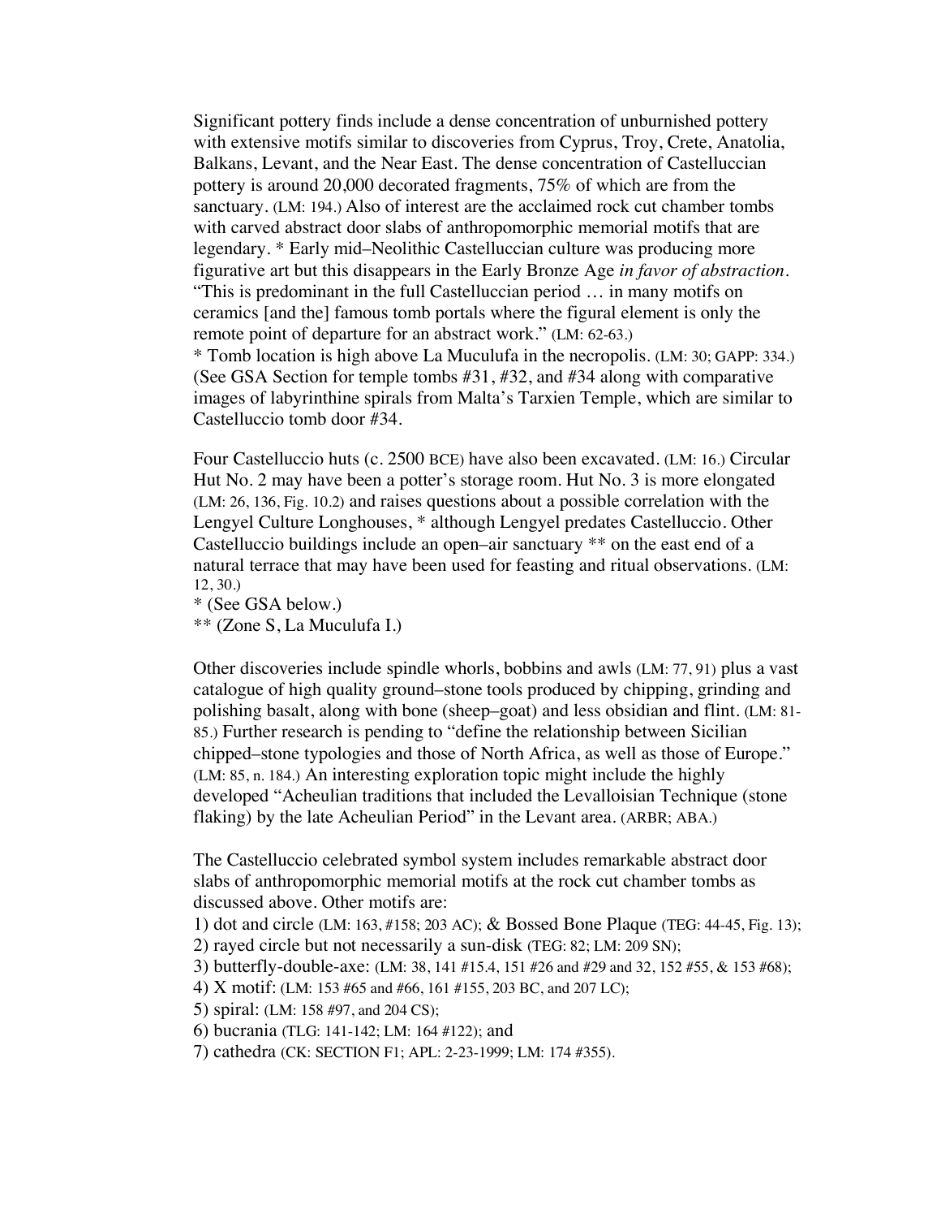Significant pottery finds include a dense concentration of unburnished pottery with extensive motifs similar to discoveries from Cyprus, Troy, Crete, Anatolia, Balkans, Levant, and the Near East. The dense concentration of Castelluccian pottery is around 20,000 decorated fragments, 75% of which are from the sanctuary. (LM: 194.) Also of interest are the acclaimed rock cut chamber tombs with carved abstract door slabs of anthropomorphic memorial motifs that are legendary. * Early mid–Neolithic Castelluccian culture was producing more figurative art but this disappears in the Early Bronze Age *in favor of abstraction*. "This is predominant in the full Castelluccian period … in many motifs on ceramics [and the] famous tomb portals where the figural element is only the remote point of departure for an abstract work." (LM: 62-63.)
* Tomb location is high above La Muculufa in the necropolis. (LM: 30; GAPP: 334.) (See GSA Section for temple tombs #31, #32, and #34 along with comparative images of labyrinthine spirals from Malta's Tarxien Temple, which are similar to Castelluccio tomb door #34.

Four Castelluccio huts (c. 2500 BCE) have also been excavated. (LM: 16.) Circular Hut No. 2 may have been a potter's storage room. Hut No. 3 is more elongated (LM: 26, 136, Fig. 10.2) and raises questions about a possible correlation with the Lengyel Culture Longhouses, * although Lengyel predates Castelluccio. Other Castelluccio buildings include an open–air sanctuary ** on the east end of a natural terrace that may have been used for feasting and ritual observations. (LM: 12, 30.)
* (See GSA below.)
** (Zone S, La Muculufa I.)

Other discoveries include spindle whorls, bobbins and awls (LM: 77, 91) plus a vast catalogue of high quality ground–stone tools produced by chipping, grinding and polishing basalt, along with bone (sheep–goat) and less obsidian and flint. (LM: 81-85.) Further research is pending to "define the relationship between Sicilian chipped–stone typologies and those of North Africa, as well as those of Europe." (LM: 85, n. 184.) An interesting exploration topic might include the highly developed "Acheulian traditions that included the Levalloisian Technique (stone flaking) by the late Acheulian Period" in the Levant area. (ARBR; ABA.)

The Castelluccio celebrated symbol system includes remarkable abstract door slabs of anthropomorphic memorial motifs at the rock cut chamber tombs as discussed above. Other motifs are:

1) dot and circle (LM: 163, #158; 203 AC); & Bossed Bone Plaque (TEG: 44-45, Fig. 13);
2) rayed circle but not necessarily a sun-disk (TEG: 82; LM: 209 SN);
3) butterfly-double-axe: (LM: 38, 141 #15.4, 151 #26 and #29 and 32, 152 #55, & 153 #68);
4) X motif: (LM: 153 #65 and #66, 161 #155, 203 BC, and 207 LC);
5) spiral: (LM: 158 #97, and 204 CS);
6) bucrania (TLG: 141-142; LM: 164 #122); and
7) cathedra (CK: SECTION F1; APL: 2-23-1999; LM: 174 #355).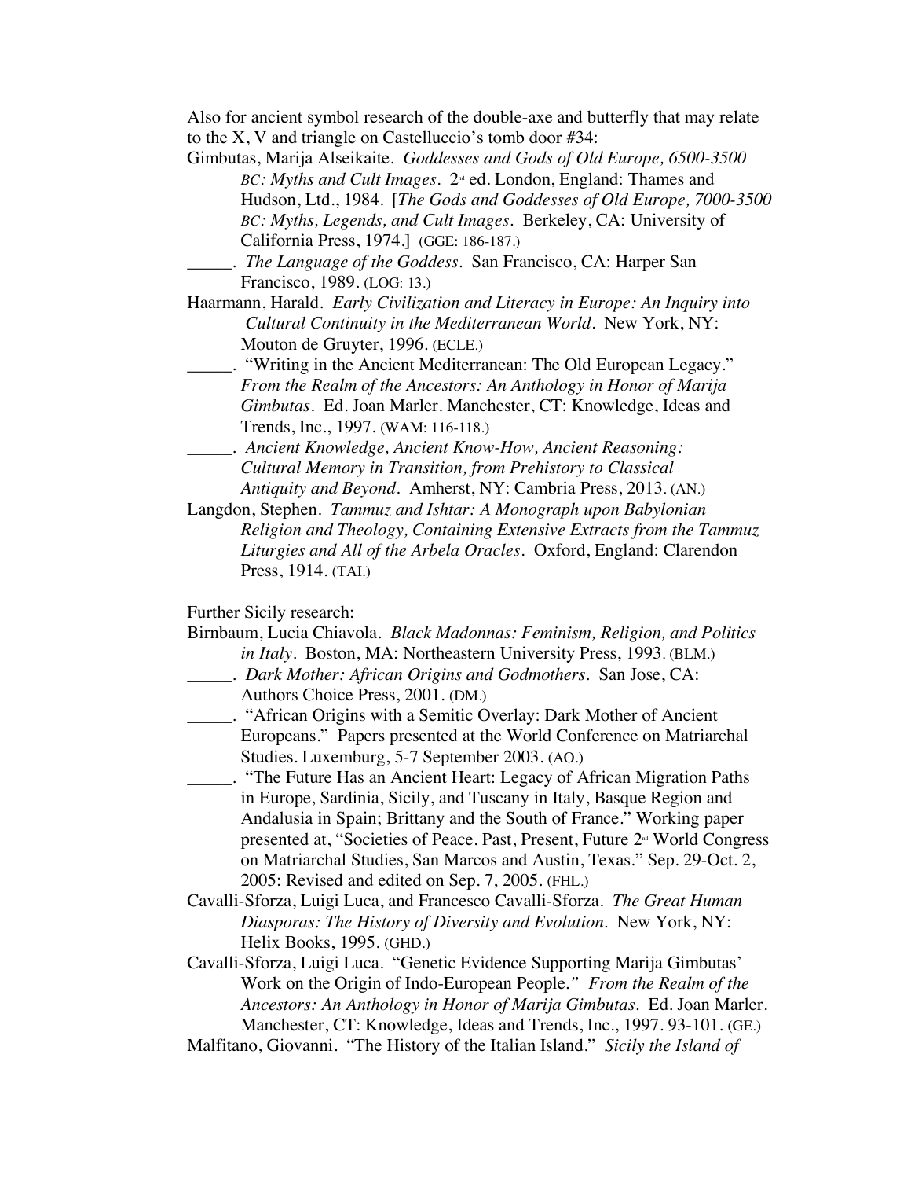Also for ancient symbol research of the double-axe and butterfly that may relate to the X, V and triangle on Castelluccio's tomb door #34:

Gimbutas, Marija Alseikaite. *Goddesses and Gods of Old Europe, 6500-3500 BC: Myths and Cult Images*. 2nd ed. London, England: Thames and Hudson, Ltd., 1984. [*The Gods and Goddesses of Old Europe, 7000-3500 BC: Myths, Legends, and Cult Images*. Berkeley, CA: University of California Press, 1974.] (GGE: 186-187.)

_____. *The Language of the Goddess*. San Francisco, CA: Harper San Francisco, 1989. (LOG: 13.)

Haarmann, Harald. *Early Civilization and Literacy in Europe: An Inquiry into Cultural Continuity in the Mediterranean World*. New York, NY: Mouton de Gruyter, 1996. (ECLE.)

_____. "Writing in the Ancient Mediterranean: The Old European Legacy." *From the Realm of the Ancestors: An Anthology in Honor of Marija Gimbutas*. Ed. Joan Marler. Manchester, CT: Knowledge, Ideas and Trends, Inc., 1997. (WAM: 116-118.)

_____. *Ancient Knowledge, Ancient Know-How, Ancient Reasoning: Cultural Memory in Transition, from Prehistory to Classical Antiquity and Beyond*. Amherst, NY: Cambria Press, 2013. (AN.)

Langdon, Stephen. *Tammuz and Ishtar: A Monograph upon Babylonian Religion and Theology, Containing Extensive Extracts from the Tammuz Liturgies and All of the Arbela Oracles*. Oxford, England: Clarendon Press, 1914. (TAI.)

Further Sicily research:

Birnbaum, Lucia Chiavola. *Black Madonnas: Feminism, Religion, and Politics in Italy*. Boston, MA: Northeastern University Press, 1993. (BLM.)

_____. *Dark Mother: African Origins and Godmothers*. San Jose, CA: Authors Choice Press, 2001. (DM.)

_____. "African Origins with a Semitic Overlay: Dark Mother of Ancient Europeans." Papers presented at the World Conference on Matriarchal Studies. Luxemburg, 5-7 September 2003. (AO.)

_____. "The Future Has an Ancient Heart: Legacy of African Migration Paths in Europe, Sardinia, Sicily, and Tuscany in Italy, Basque Region and Andalusia in Spain; Brittany and the South of France." Working paper presented at, "Societies of Peace. Past, Present, Future 2nd World Congress on Matriarchal Studies, San Marcos and Austin, Texas." Sep. 29-Oct. 2, 2005: Revised and edited on Sep. 7, 2005. (FHL.)

Cavalli-Sforza, Luigi Luca, and Francesco Cavalli-Sforza. *The Great Human Diasporas: The History of Diversity and Evolution*. New York, NY: Helix Books, 1995. (GHD.)

Cavalli-Sforza, Luigi Luca. "Genetic Evidence Supporting Marija Gimbutas' Work on the Origin of Indo-European People." *From the Realm of the Ancestors: An Anthology in Honor of Marija Gimbutas*. Ed. Joan Marler. Manchester, CT: Knowledge, Ideas and Trends, Inc., 1997. 93-101. (GE.)

Malfitano, Giovanni. "The History of the Italian Island." *Sicily the Island of*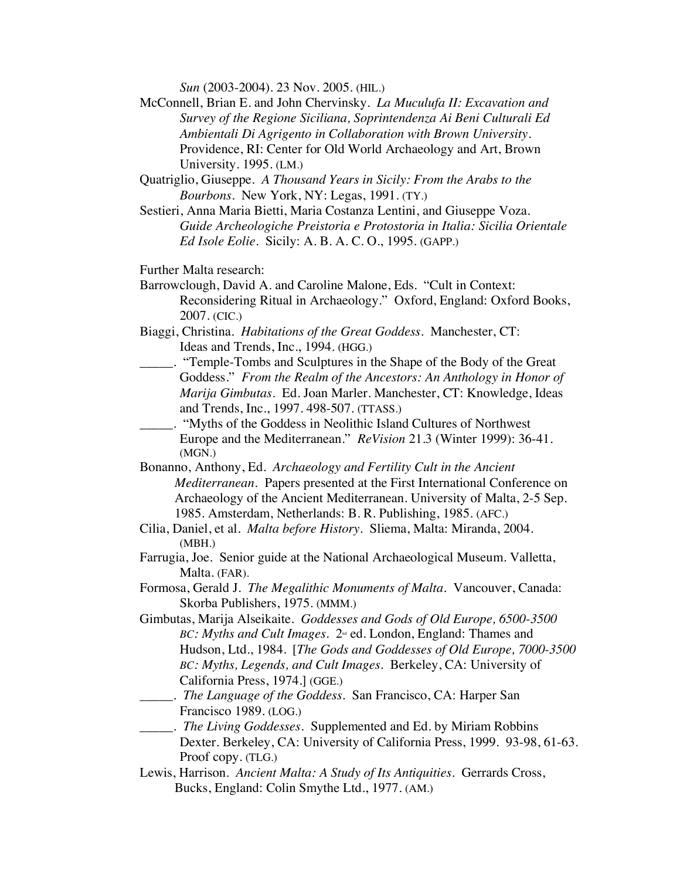*Sun* (2003-2004). 23 Nov. 2005. (HIL.)

McConnell, Brian E. and John Chervinsky. *La Muculufa II: Excavation and Survey of the Regione Siciliana, Soprintendenza Ai Beni Culturali Ed Ambientali Di Agrigento in Collaboration with Brown University*. Providence, RI: Center for Old World Archaeology and Art, Brown University. 1995. (LM.)

Quatriglio, Giuseppe. *A Thousand Years in Sicily: From the Arabs to the Bourbons*. New York, NY: Legas, 1991. (TY.)

Sestieri, Anna Maria Bietti, Maria Costanza Lentini, and Giuseppe Voza. *Guide Archeologiche Preistoria e Protostoria in Italia: Sicilia Orientale Ed Isole Eolie*. Sicily: A. B. A. C. O., 1995. (GAPP.)

Further Malta research:

Barrowclough, David A. and Caroline Malone, Eds. "Cult in Context: Reconsidering Ritual in Archaeology." Oxford, England: Oxford Books, 2007. (CIC.)

Biaggi, Christina. *Habitations of the Great Goddess*. Manchester, CT: Ideas and Trends, Inc., 1994. (HGG.)

_____. "Temple-Tombs and Sculptures in the Shape of the Body of the Great Goddess." *From the Realm of the Ancestors: An Anthology in Honor of Marija Gimbutas*. Ed. Joan Marler. Manchester, CT: Knowledge, Ideas and Trends, Inc., 1997. 498-507. (TTASS.)

_____. "Myths of the Goddess in Neolithic Island Cultures of Northwest Europe and the Mediterranean." *ReVision* 21.3 (Winter 1999): 36-41. (MGN.)

Bonanno, Anthony, Ed. *Archaeology and Fertility Cult in the Ancient Mediterranean*. Papers presented at the First International Conference on Archaeology of the Ancient Mediterranean. University of Malta, 2-5 Sep. 1985. Amsterdam, Netherlands: B. R. Publishing, 1985. (AFC.)

Cilia, Daniel, et al. *Malta before History*. Sliema, Malta: Miranda, 2004. (MBH.)

Farrugia, Joe. Senior guide at the National Archaeological Museum. Valletta, Malta. (FAR).

Formosa, Gerald J. *The Megalithic Monuments of Malta*. Vancouver, Canada: Skorba Publishers, 1975. (MMM.)

Gimbutas, Marija Alseikaite. *Goddesses and Gods of Old Europe, 6500-3500 BC: Myths and Cult Images*. 2nd ed. London, England: Thames and Hudson, Ltd., 1984. [*The Gods and Goddesses of Old Europe, 7000-3500 BC: Myths, Legends, and Cult Images*. Berkeley, CA: University of California Press, 1974.] (GGE.)

_____. *The Language of the Goddess*. San Francisco, CA: Harper San Francisco 1989. (LOG.)

_____. *The Living Goddesses*. Supplemented and Ed. by Miriam Robbins Dexter. Berkeley, CA: University of California Press, 1999. 93-98, 61-63. Proof copy. (TLG.)

Lewis, Harrison. *Ancient Malta: A Study of Its Antiquities*. Gerrards Cross, Bucks, England: Colin Smythe Ltd., 1977. (AM.)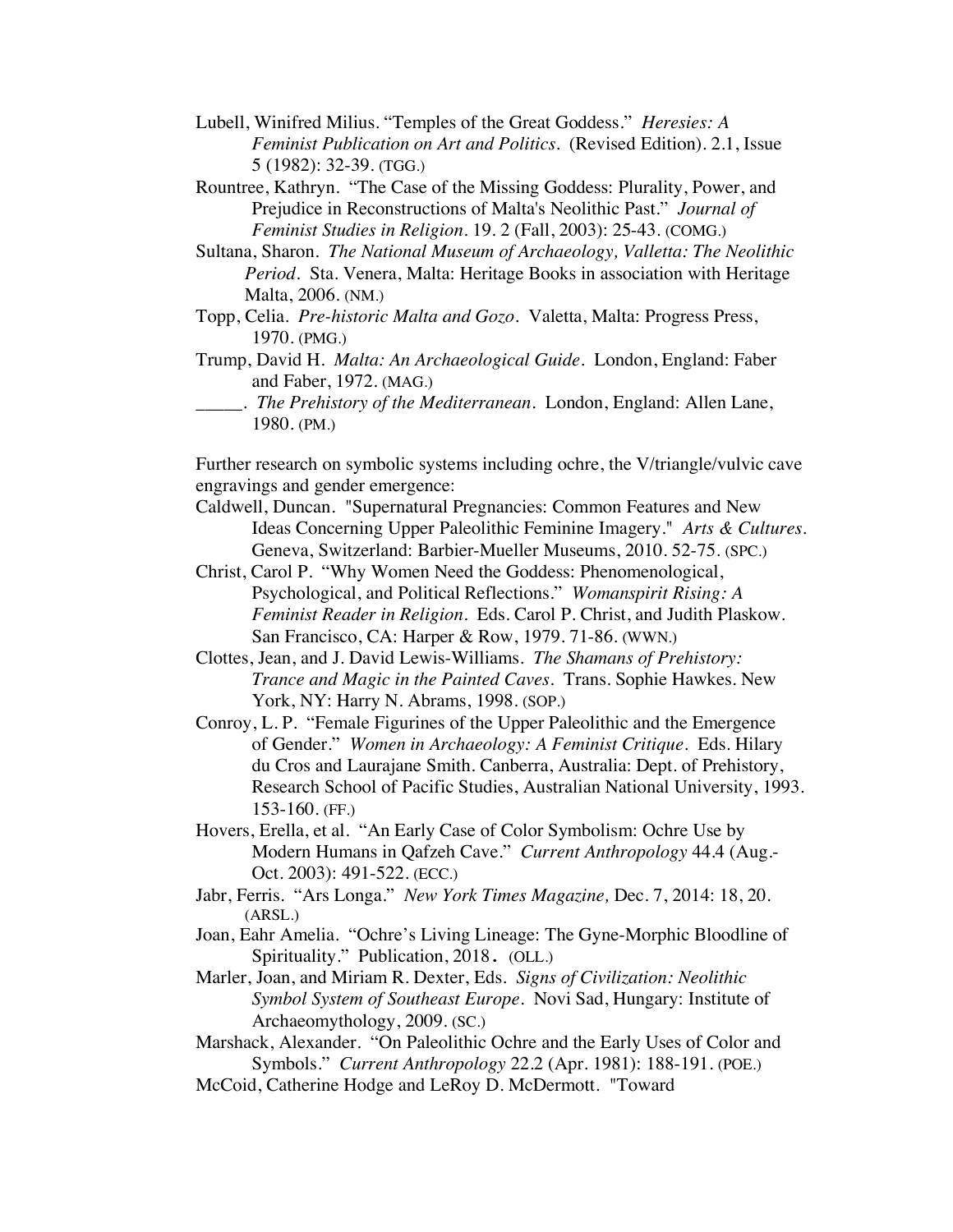Lubell, Winifred Milius. "Temples of the Great Goddess." *Heresies: A Feminist Publication on Art and Politics*. (Revised Edition). 2.1, Issue 5 (1982): 32-39. (TGG.)

Rountree, Kathryn. "The Case of the Missing Goddess: Plurality, Power, and Prejudice in Reconstructions of Malta's Neolithic Past." *Journal of Feminist Studies in Religion*. 19. 2 (Fall, 2003): 25-43. (COMG.)

Sultana, Sharon. *The National Museum of Archaeology, Valletta: The Neolithic Period*. Sta. Venera, Malta: Heritage Books in association with Heritage Malta, 2006. (NM.)

Topp, Celia. *Pre-historic Malta and Gozo*. Valetta, Malta: Progress Press, 1970. (PMG.)

Trump, David H. *Malta: An Archaeological Guide*. London, England: Faber and Faber, 1972. (MAG.)

_____. *The Prehistory of the Mediterranean*. London, England: Allen Lane, 1980. (PM.)

Further research on symbolic systems including ochre, the V/triangle/vulvic cave engravings and gender emergence:

Caldwell, Duncan. "Supernatural Pregnancies: Common Features and New Ideas Concerning Upper Paleolithic Feminine Imagery." *Arts & Cultures*. Geneva, Switzerland: Barbier-Mueller Museums, 2010. 52-75. (SPC.)

Christ, Carol P. "Why Women Need the Goddess: Phenomenological, Psychological, and Political Reflections." *Womanspirit Rising: A Feminist Reader in Religion*. Eds. Carol P. Christ, and Judith Plaskow. San Francisco, CA: Harper & Row, 1979. 71-86. (WWN.)

Clottes, Jean, and J. David Lewis-Williams. *The Shamans of Prehistory: Trance and Magic in the Painted Caves*. Trans. Sophie Hawkes. New York, NY: Harry N. Abrams, 1998. (SOP.)

Conroy, L. P. "Female Figurines of the Upper Paleolithic and the Emergence of Gender." *Women in Archaeology: A Feminist Critique*. Eds. Hilary du Cros and Laurajane Smith. Canberra, Australia: Dept. of Prehistory, Research School of Pacific Studies, Australian National University, 1993. 153-160. (FF.)

Hovers, Erella, et al. "An Early Case of Color Symbolism: Ochre Use by Modern Humans in Qafzeh Cave." *Current Anthropology* 44.4 (Aug.-Oct. 2003): 491-522. (ECC.)

Jabr, Ferris. "Ars Longa." *New York Times Magazine,* Dec. 7, 2014: 18, 20. (ARSL.)

Joan, Eahr Amelia. "Ochre's Living Lineage: The Gyne-Morphic Bloodline of Spirituality." Publication, 2018. (OLL.)

Marler, Joan, and Miriam R. Dexter, Eds. *Signs of Civilization: Neolithic Symbol System of Southeast Europe*. Novi Sad, Hungary: Institute of Archaeomythology, 2009. (SC.)

Marshack, Alexander. "On Paleolithic Ochre and the Early Uses of Color and Symbols." *Current Anthropology* 22.2 (Apr. 1981): 188-191. (POE.)

McCoid, Catherine Hodge and LeRoy D. McDermott. "Toward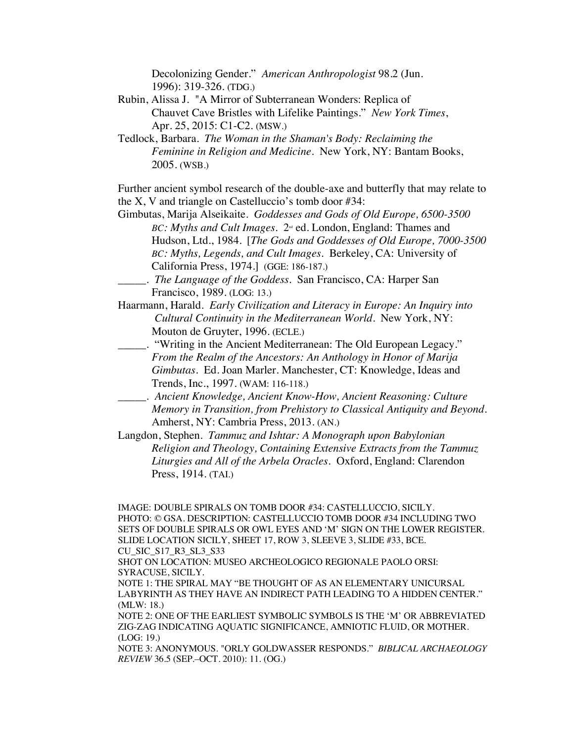Decolonizing Gender." *American Anthropologist* 98.2 (Jun. 1996): 319-326. (TDG.)

Rubin, Alissa J. "A Mirror of Subterranean Wonders: Replica of Chauvet Cave Bristles with Lifelike Paintings." *New York Times*, Apr. 25, 2015: C1-C2. (MSW.)

Tedlock, Barbara. *The Woman in the Shaman's Body: Reclaiming the Feminine in Religion and Medicine*. New York, NY: Bantam Books, 2005. (WSB.)

Further ancient symbol research of the double-axe and butterfly that may relate to the X, V and triangle on Castelluccio's tomb door #34:

Gimbutas, Marija Alseikaite. *Goddesses and Gods of Old Europe, 6500-3500 BC: Myths and Cult Images*. 2nd ed. London, England: Thames and Hudson, Ltd., 1984. [*The Gods and Goddesses of Old Europe, 7000-3500 BC: Myths, Legends, and Cult Images*. Berkeley, CA: University of California Press, 1974.] (GGE: 186-187.)

_____. *The Language of the Goddess*. San Francisco, CA: Harper San Francisco, 1989. (LOG: 13.)

Haarmann, Harald. *Early Civilization and Literacy in Europe: An Inquiry into Cultural Continuity in the Mediterranean World*. New York, NY: Mouton de Gruyter, 1996. (ECLE.)

_____. "Writing in the Ancient Mediterranean: The Old European Legacy." *From the Realm of the Ancestors: An Anthology in Honor of Marija Gimbutas*. Ed. Joan Marler. Manchester, CT: Knowledge, Ideas and Trends, Inc., 1997. (WAM: 116-118.)

_____. *Ancient Knowledge, Ancient Know-How, Ancient Reasoning: Culture Memory in Transition, from Prehistory to Classical Antiquity and Beyond*. Amherst, NY: Cambria Press, 2013. (AN.)

Langdon, Stephen. *Tammuz and Ishtar: A Monograph upon Babylonian Religion and Theology, Containing Extensive Extracts from the Tammuz Liturgies and All of the Arbela Oracles*. Oxford, England: Clarendon Press, 1914. (TAI.)

IMAGE: DOUBLE SPIRALS ON TOMB DOOR #34: CASTELLUCCIO, SICILY.
PHOTO: © GSA. DESCRIPTION: CASTELLUCCIO TOMB DOOR #34 INCLUDING TWO SETS OF DOUBLE SPIRALS OR OWL EYES AND 'M' SIGN ON THE LOWER REGISTER. SLIDE LOCATION SICILY, SHEET 17, ROW 3, SLEEVE 3, SLIDE #33, BCE.
CU_SIC_S17_R3_SL3_S33
SHOT ON LOCATION: MUSEO ARCHEOLOGICO REGIONALE PAOLO ORSI: SYRACUSE, SICILY.
NOTE 1: THE SPIRAL MAY "BE THOUGHT OF AS AN ELEMENTARY UNICURSAL LABYRINTH AS THEY HAVE AN INDIRECT PATH LEADING TO A HIDDEN CENTER." (MLW: 18.)
NOTE 2: ONE OF THE EARLIEST SYMBOLIC SYMBOLS IS THE 'M' OR ABBREVIATED ZIG-ZAG INDICATING AQUATIC SIGNIFICANCE, AMNIOTIC FLUID, OR MOTHER. (LOG: 19.)
NOTE 3: ANONYMOUS. "ORLY GOLDWASSER RESPONDS." *BIBLICAL ARCHAEOLOGY REVIEW* 36.5 (SEP.–OCT. 2010): 11. (OG.)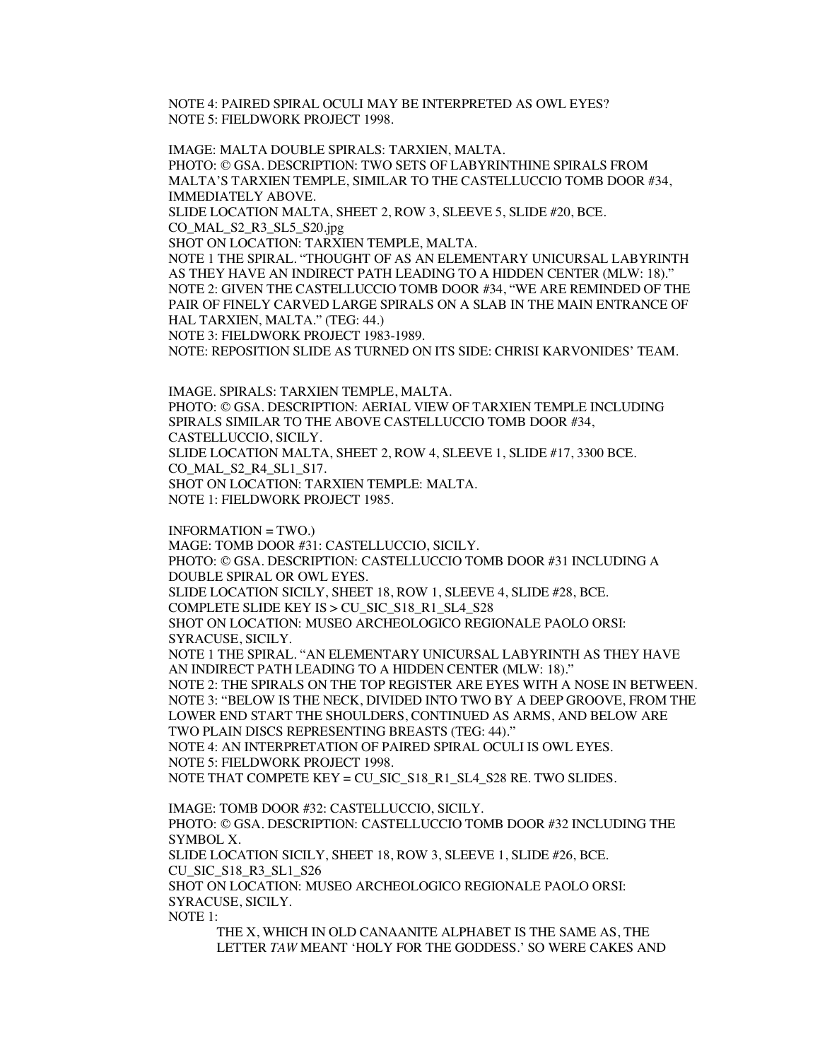NOTE 4: PAIRED SPIRAL OCULI MAY BE INTERPRETED AS OWL EYES?
NOTE 5: FIELDWORK PROJECT 1998.

IMAGE: MALTA DOUBLE SPIRALS: TARXIEN, MALTA.
PHOTO: © GSA. DESCRIPTION: TWO SETS OF LABYRINTHINE SPIRALS FROM MALTA'S TARXIEN TEMPLE, SIMILAR TO THE CASTELLUCCIO TOMB DOOR #34, IMMEDIATELY ABOVE.
SLIDE LOCATION MALTA, SHEET 2, ROW 3, SLEEVE 5, SLIDE #20, BCE.
CO_MAL_S2_R3_SL5_S20.jpg
SHOT ON LOCATION: TARXIEN TEMPLE, MALTA.
NOTE 1 THE SPIRAL. "THOUGHT OF AS AN ELEMENTARY UNICURSAL LABYRINTH AS THEY HAVE AN INDIRECT PATH LEADING TO A HIDDEN CENTER (MLW: 18)."
NOTE 2: GIVEN THE CASTELLUCCIO TOMB DOOR #34, "WE ARE REMINDED OF THE PAIR OF FINELY CARVED LARGE SPIRALS ON A SLAB IN THE MAIN ENTRANCE OF HAL TARXIEN, MALTA." (TEG: 44.)
NOTE 3: FIELDWORK PROJECT 1983-1989.
NOTE: REPOSITION SLIDE AS TURNED ON ITS SIDE: CHRISI KARVONIDES' TEAM.

IMAGE. SPIRALS: TARXIEN TEMPLE, MALTA.
PHOTO: © GSA. DESCRIPTION: AERIAL VIEW OF TARXIEN TEMPLE INCLUDING SPIRALS SIMILAR TO THE ABOVE CASTELLUCCIO TOMB DOOR #34, CASTELLUCCIO, SICILY.
SLIDE LOCATION MALTA, SHEET 2, ROW 4, SLEEVE 1, SLIDE #17, 3300 BCE.
CO_MAL_S2_R4_SL1_S17.
SHOT ON LOCATION: TARXIEN TEMPLE: MALTA.
NOTE 1: FIELDWORK PROJECT 1985.

INFORMATION = TWO.)
MAGE: TOMB DOOR #31: CASTELLUCCIO, SICILY.
PHOTO: © GSA. DESCRIPTION: CASTELLUCCIO TOMB DOOR #31 INCLUDING A DOUBLE SPIRAL OR OWL EYES.
SLIDE LOCATION SICILY, SHEET 18, ROW 1, SLEEVE 4, SLIDE #28, BCE.
COMPLETE SLIDE KEY IS > CU_SIC_S18_R1_SL4_S28
SHOT ON LOCATION: MUSEO ARCHEOLOGICO REGIONALE PAOLO ORSI: SYRACUSE, SICILY.
NOTE 1 THE SPIRAL. "AN ELEMENTARY UNICURSAL LABYRINTH AS THEY HAVE AN INDIRECT PATH LEADING TO A HIDDEN CENTER (MLW: 18)."
NOTE 2: THE SPIRALS ON THE TOP REGISTER ARE EYES WITH A NOSE IN BETWEEN.
NOTE 3: "BELOW IS THE NECK, DIVIDED INTO TWO BY A DEEP GROOVE, FROM THE LOWER END START THE SHOULDERS, CONTINUED AS ARMS, AND BELOW ARE TWO PLAIN DISCS REPRESENTING BREASTS (TEG: 44)."
NOTE 4: AN INTERPRETATION OF PAIRED SPIRAL OCULI IS OWL EYES.
NOTE 5: FIELDWORK PROJECT 1998.
NOTE THAT COMPETE KEY = CU_SIC_S18_R1_SL4_S28 RE. TWO SLIDES.

IMAGE: TOMB DOOR #32: CASTELLUCCIO, SICILY.
PHOTO: © GSA. DESCRIPTION: CASTELLUCCIO TOMB DOOR #32 INCLUDING THE SYMBOL X.
SLIDE LOCATION SICILY, SHEET 18, ROW 3, SLEEVE 1, SLIDE #26, BCE.
CU_SIC_S18_R3_SL1_S26
SHOT ON LOCATION: MUSEO ARCHEOLOGICO REGIONALE PAOLO ORSI: SYRACUSE, SICILY.
NOTE 1:

> THE X, WHICH IN OLD CANAANITE ALPHABET IS THE SAME AS, THE LETTER *TAW* MEANT 'HOLY FOR THE GODDESS.' SO WERE CAKES AND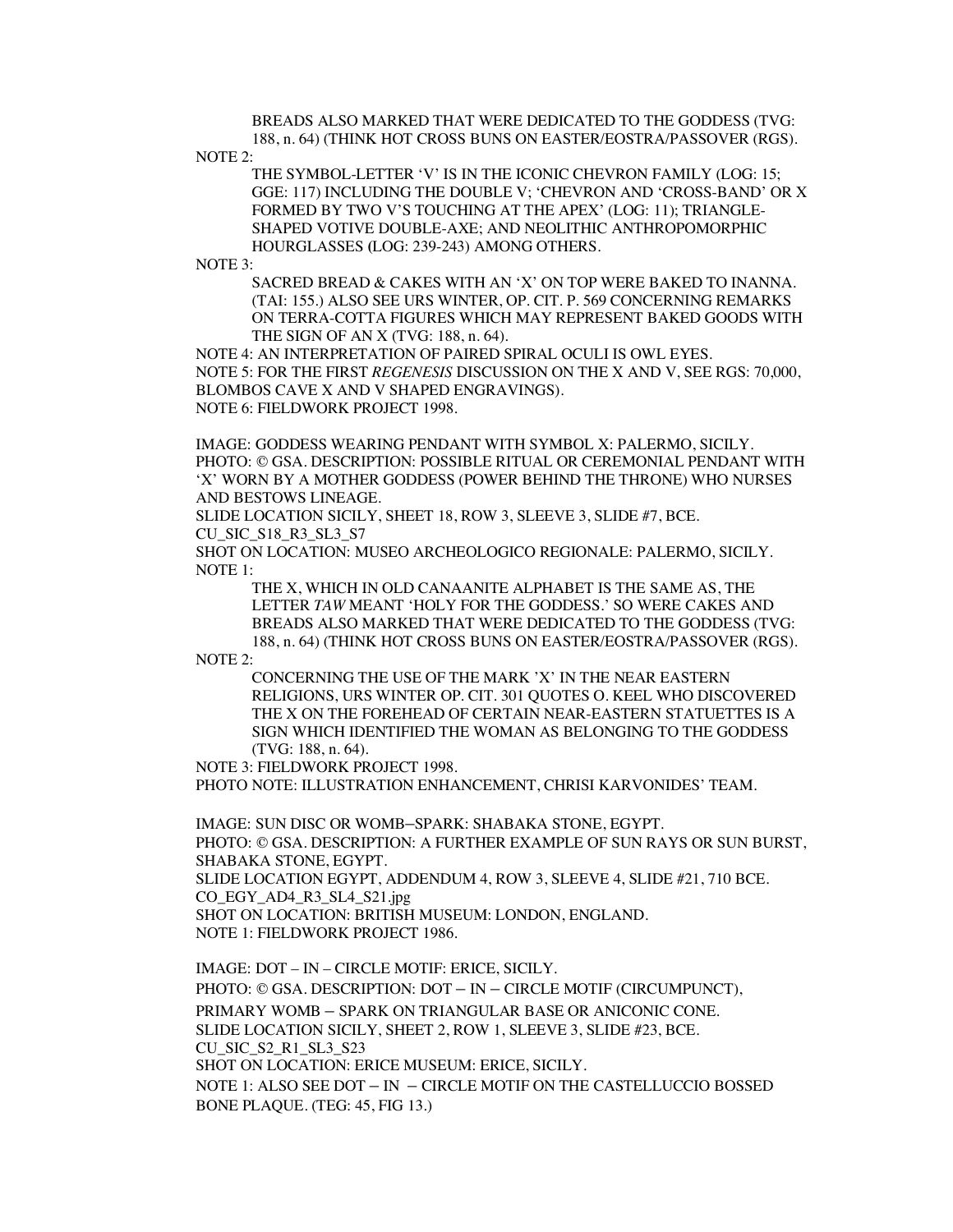BREADS ALSO MARKED THAT WERE DEDICATED TO THE GODDESS (TVG: 188, n. 64) (THINK HOT CROSS BUNS ON EASTER/EOSTRA/PASSOVER (RGS).

NOTE 2:

THE SYMBOL-LETTER 'V' IS IN THE ICONIC CHEVRON FAMILY (LOG: 15; GGE: 117) INCLUDING THE DOUBLE V; 'CHEVRON AND 'CROSS-BAND' OR X FORMED BY TWO V'S TOUCHING AT THE APEX' (LOG: 11); TRIANGLE-SHAPED VOTIVE DOUBLE-AXE; AND NEOLITHIC ANTHROPOMORPHIC HOURGLASSES (LOG: 239-243) AMONG OTHERS.

NOTE 3:

SACRED BREAD & CAKES WITH AN 'X' ON TOP WERE BAKED TO INANNA. (TAI: 155.) ALSO SEE URS WINTER, OP. CIT. P. 569 CONCERNING REMARKS ON TERRA-COTTA FIGURES WHICH MAY REPRESENT BAKED GOODS WITH THE SIGN OF AN X (TVG: 188, n. 64).

NOTE 4: AN INTERPRETATION OF PAIRED SPIRAL OCULI IS OWL EYES.

NOTE 5: FOR THE FIRST *REGENESIS* DISCUSSION ON THE X AND V, SEE RGS: 70,000, BLOMBOS CAVE X AND V SHAPED ENGRAVINGS).

NOTE 6: FIELDWORK PROJECT 1998.

IMAGE: GODDESS WEARING PENDANT WITH SYMBOL X: PALERMO, SICILY.

PHOTO: © GSA. DESCRIPTION: POSSIBLE RITUAL OR CEREMONIAL PENDANT WITH 'X' WORN BY A MOTHER GODDESS (POWER BEHIND THE THRONE) WHO NURSES AND BESTOWS LINEAGE.

SLIDE LOCATION SICILY, SHEET 18, ROW 3, SLEEVE 3, SLIDE #7, BCE.

CU_SIC_S18_R3_SL3_S7

SHOT ON LOCATION: MUSEO ARCHEOLOGICO REGIONALE: PALERMO, SICILY.

NOTE 1:

THE X, WHICH IN OLD CANAANITE ALPHABET IS THE SAME AS, THE LETTER *TAW* MEANT 'HOLY FOR THE GODDESS.' SO WERE CAKES AND BREADS ALSO MARKED THAT WERE DEDICATED TO THE GODDESS (TVG: 188, n. 64) (THINK HOT CROSS BUNS ON EASTER/EOSTRA/PASSOVER (RGS).

NOTE 2:

CONCERNING THE USE OF THE MARK 'X' IN THE NEAR EASTERN RELIGIONS, URS WINTER OP. CIT. 301 QUOTES O. KEEL WHO DISCOVERED THE X ON THE FOREHEAD OF CERTAIN NEAR-EASTERN STATUETTES IS A SIGN WHICH IDENTIFIED THE WOMAN AS BELONGING TO THE GODDESS (TVG: 188, n. 64).

NOTE 3: FIELDWORK PROJECT 1998.

PHOTO NOTE: ILLUSTRATION ENHANCEMENT, CHRISI KARVONIDES' TEAM.

IMAGE: SUN DISC OR WOMB–SPARK: SHABAKA STONE, EGYPT.

PHOTO: © GSA. DESCRIPTION: A FURTHER EXAMPLE OF SUN RAYS OR SUN BURST, SHABAKA STONE, EGYPT.

SLIDE LOCATION EGYPT, ADDENDUM 4, ROW 3, SLEEVE 4, SLIDE #21, 710 BCE.

CO_EGY_AD4_R3_SL4_S21.jpg

SHOT ON LOCATION: BRITISH MUSEUM: LONDON, ENGLAND.

NOTE 1: FIELDWORK PROJECT 1986.

IMAGE: DOT – IN – CIRCLE MOTIF: ERICE, SICILY.

PHOTO: © GSA. DESCRIPTION: DOT – IN – CIRCLE MOTIF (CIRCUMPUNCT), PRIMARY WOMB – SPARK ON TRIANGULAR BASE OR ANICONIC CONE.

SLIDE LOCATION SICILY, SHEET 2, ROW 1, SLEEVE 3, SLIDE #23, BCE.

CU_SIC_S2_R1_SL3_S23

SHOT ON LOCATION: ERICE MUSEUM: ERICE, SICILY.

NOTE 1: ALSO SEE DOT – IN – CIRCLE MOTIF ON THE CASTELLUCCIO BOSSED BONE PLAQUE. (TEG: 45, FIG 13.)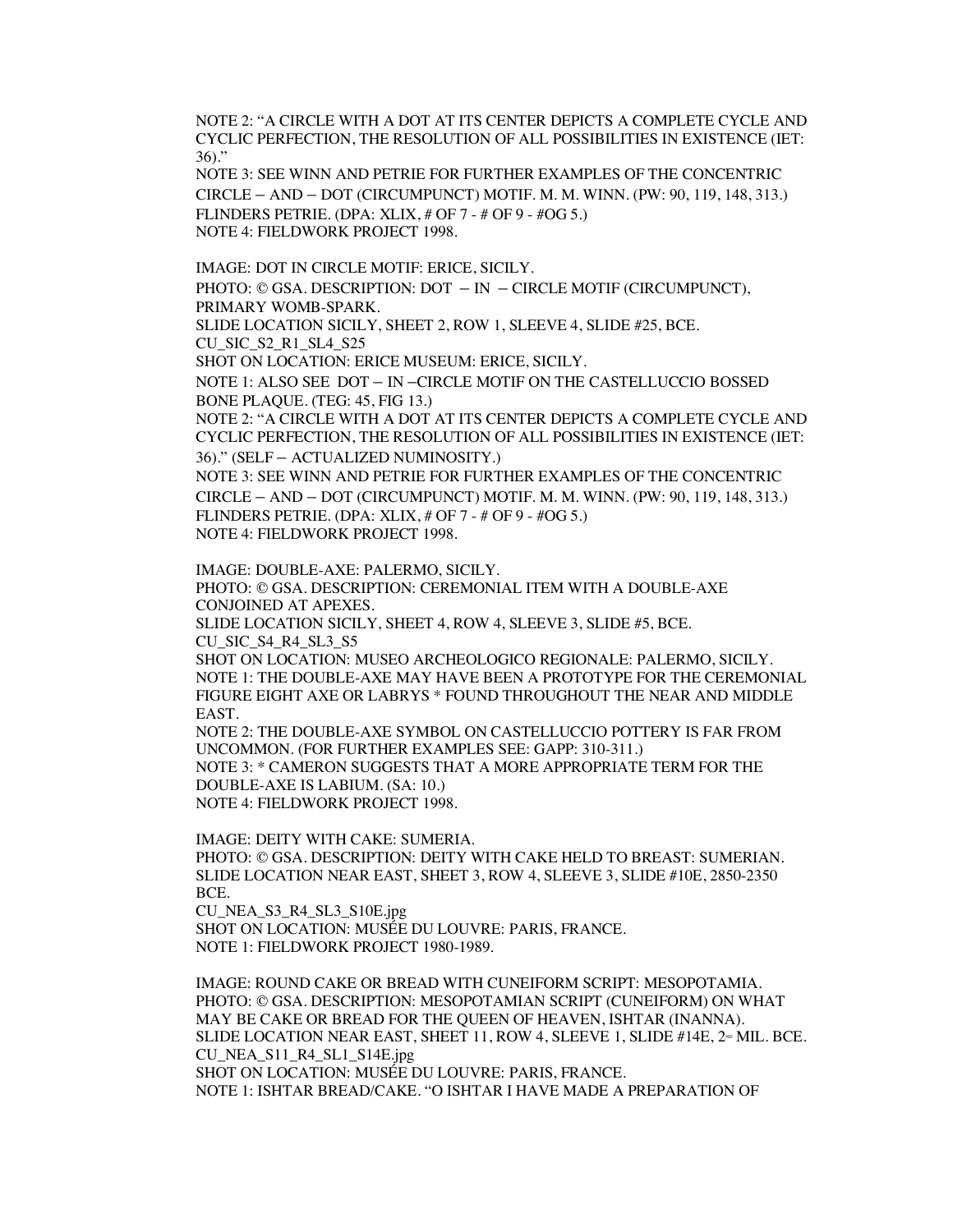NOTE 2: "A CIRCLE WITH A DOT AT ITS CENTER DEPICTS A COMPLETE CYCLE AND CYCLIC PERFECTION, THE RESOLUTION OF ALL POSSIBILITIES IN EXISTENCE (IET: 36)."
NOTE 3: SEE WINN AND PETRIE FOR FURTHER EXAMPLES OF THE CONCENTRIC CIRCLE – AND – DOT (CIRCUMPUNCT) MOTIF. M. M. WINN. (PW: 90, 119, 148, 313.) FLINDERS PETRIE. (DPA: XLIX, # OF 7 - # OF 9 - #OG 5.)
NOTE 4: FIELDWORK PROJECT 1998.

IMAGE: DOT IN CIRCLE MOTIF: ERICE, SICILY.
PHOTO: © GSA. DESCRIPTION: DOT – IN – CIRCLE MOTIF (CIRCUMPUNCT), PRIMARY WOMB-SPARK.
SLIDE LOCATION SICILY, SHEET 2, ROW 1, SLEEVE 4, SLIDE #25, BCE.
CU_SIC_S2_R1_SL4_S25
SHOT ON LOCATION: ERICE MUSEUM: ERICE, SICILY.
NOTE 1: ALSO SEE DOT – IN –CIRCLE MOTIF ON THE CASTELLUCCIO BOSSED BONE PLAQUE. (TEG: 45, FIG 13.)
NOTE 2: "A CIRCLE WITH A DOT AT ITS CENTER DEPICTS A COMPLETE CYCLE AND CYCLIC PERFECTION, THE RESOLUTION OF ALL POSSIBILITIES IN EXISTENCE (IET: 36)." (SELF – ACTUALIZED NUMINOSITY.)
NOTE 3: SEE WINN AND PETRIE FOR FURTHER EXAMPLES OF THE CONCENTRIC CIRCLE – AND – DOT (CIRCUMPUNCT) MOTIF. M. M. WINN. (PW: 90, 119, 148, 313.) FLINDERS PETRIE. (DPA: XLIX, # OF 7 - # OF 9 - #OG 5.)
NOTE 4: FIELDWORK PROJECT 1998.

IMAGE: DOUBLE-AXE: PALERMO, SICILY.
PHOTO: © GSA. DESCRIPTION: CEREMONIAL ITEM WITH A DOUBLE-AXE CONJOINED AT APEXES.
SLIDE LOCATION SICILY, SHEET 4, ROW 4, SLEEVE 3, SLIDE #5, BCE.
CU_SIC_S4_R4_SL3_S5
SHOT ON LOCATION: MUSEO ARCHEOLOGICO REGIONALE: PALERMO, SICILY.
NOTE 1: THE DOUBLE-AXE MAY HAVE BEEN A PROTOTYPE FOR THE CEREMONIAL FIGURE EIGHT AXE OR LABRYS * FOUND THROUGHOUT THE NEAR AND MIDDLE EAST.
NOTE 2: THE DOUBLE-AXE SYMBOL ON CASTELLUCCIO POTTERY IS FAR FROM UNCOMMON. (FOR FURTHER EXAMPLES SEE: GAPP: 310-311.)
NOTE 3: * CAMERON SUGGESTS THAT A MORE APPROPRIATE TERM FOR THE DOUBLE-AXE IS LABIUM. (SA: 10.)
NOTE 4: FIELDWORK PROJECT 1998.

IMAGE: DEITY WITH CAKE: SUMERIA.
PHOTO: © GSA. DESCRIPTION: DEITY WITH CAKE HELD TO BREAST: SUMERIAN.
SLIDE LOCATION NEAR EAST, SHEET 3, ROW 4, SLEEVE 3, SLIDE #10E, 2850-2350 BCE.
CU_NEA_S3_R4_SL3_S10E.jpg
SHOT ON LOCATION: MUSÉE DU LOUVRE: PARIS, FRANCE.
NOTE 1: FIELDWORK PROJECT 1980-1989.

IMAGE: ROUND CAKE OR BREAD WITH CUNEIFORM SCRIPT: MESOPOTAMIA.
PHOTO: © GSA. DESCRIPTION: MESOPOTAMIAN SCRIPT (CUNEIFORM) ON WHAT MAY BE CAKE OR BREAD FOR THE QUEEN OF HEAVEN, ISHTAR (INANNA).
SLIDE LOCATION NEAR EAST, SHEET 11, ROW 4, SLEEVE 1, SLIDE #14E, 2ND MIL. BCE.
CU_NEA_S11_R4_SL1_S14E.jpg
SHOT ON LOCATION: MUSÉE DU LOUVRE: PARIS, FRANCE.
NOTE 1: ISHTAR BREAD/CAKE. "O ISHTAR I HAVE MADE A PREPARATION OF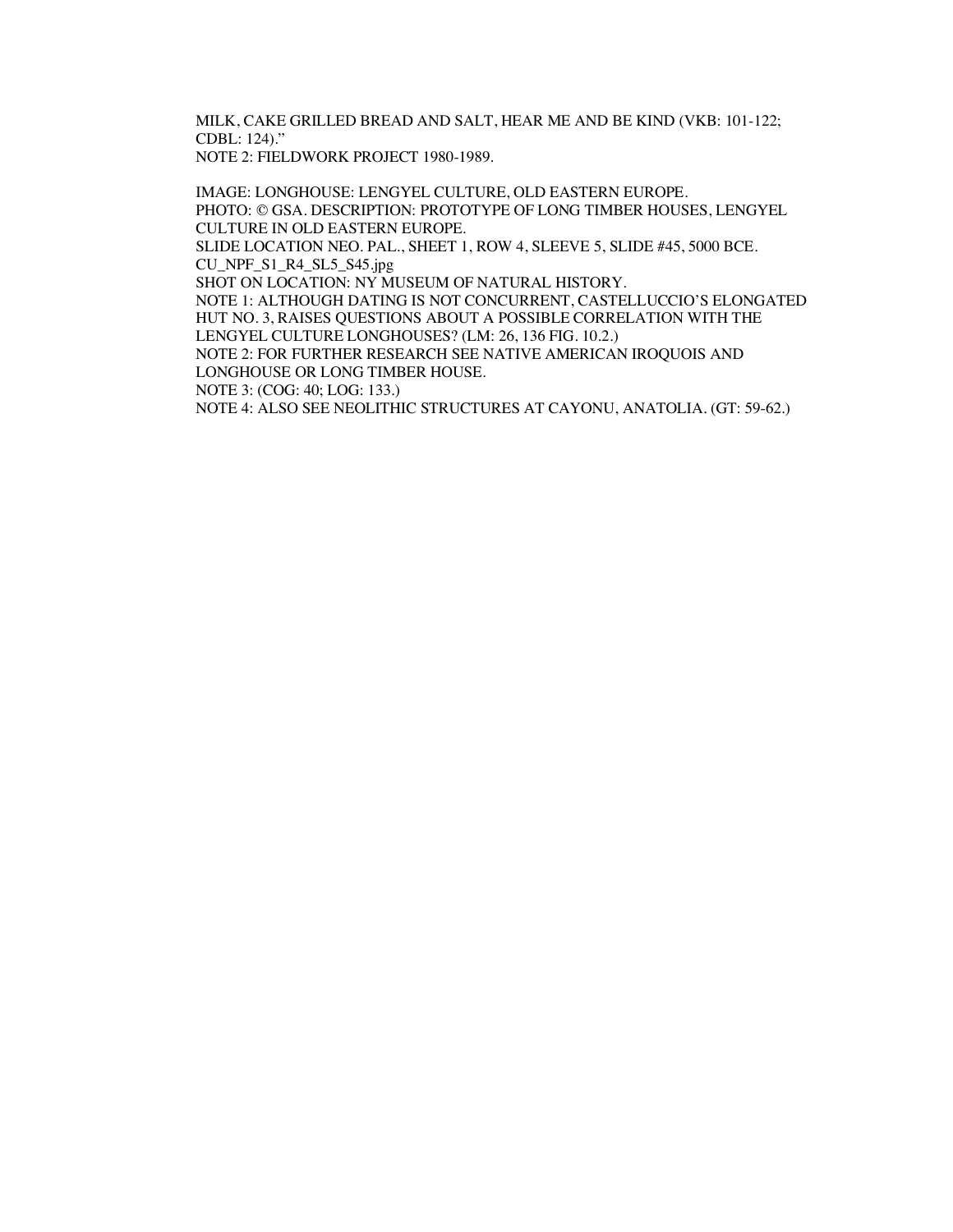MILK, CAKE GRILLED BREAD AND SALT, HEAR ME AND BE KIND (VKB: 101-122; CDBL: 124)."

NOTE 2: FIELDWORK PROJECT 1980-1989.

IMAGE: LONGHOUSE: LENGYEL CULTURE, OLD EASTERN EUROPE.
PHOTO: © GSA. DESCRIPTION: PROTOTYPE OF LONG TIMBER HOUSES, LENGYEL CULTURE IN OLD EASTERN EUROPE.
SLIDE LOCATION NEO. PAL., SHEET 1, ROW 4, SLEEVE 5, SLIDE #45, 5000 BCE.
CU_NPF_S1_R4_SL5_S45.jpg
SHOT ON LOCATION: NY MUSEUM OF NATURAL HISTORY.
NOTE 1: ALTHOUGH DATING IS NOT CONCURRENT, CASTELLUCCIO'S ELONGATED HUT NO. 3, RAISES QUESTIONS ABOUT A POSSIBLE CORRELATION WITH THE LENGYEL CULTURE LONGHOUSES? (LM: 26, 136 FIG. 10.2.)
NOTE 2: FOR FURTHER RESEARCH SEE NATIVE AMERICAN IROQUOIS AND LONGHOUSE OR LONG TIMBER HOUSE.
NOTE 3: (COG: 40; LOG: 133.)
NOTE 4: ALSO SEE NEOLITHIC STRUCTURES AT CAYONU, ANATOLIA. (GT: 59-62.)